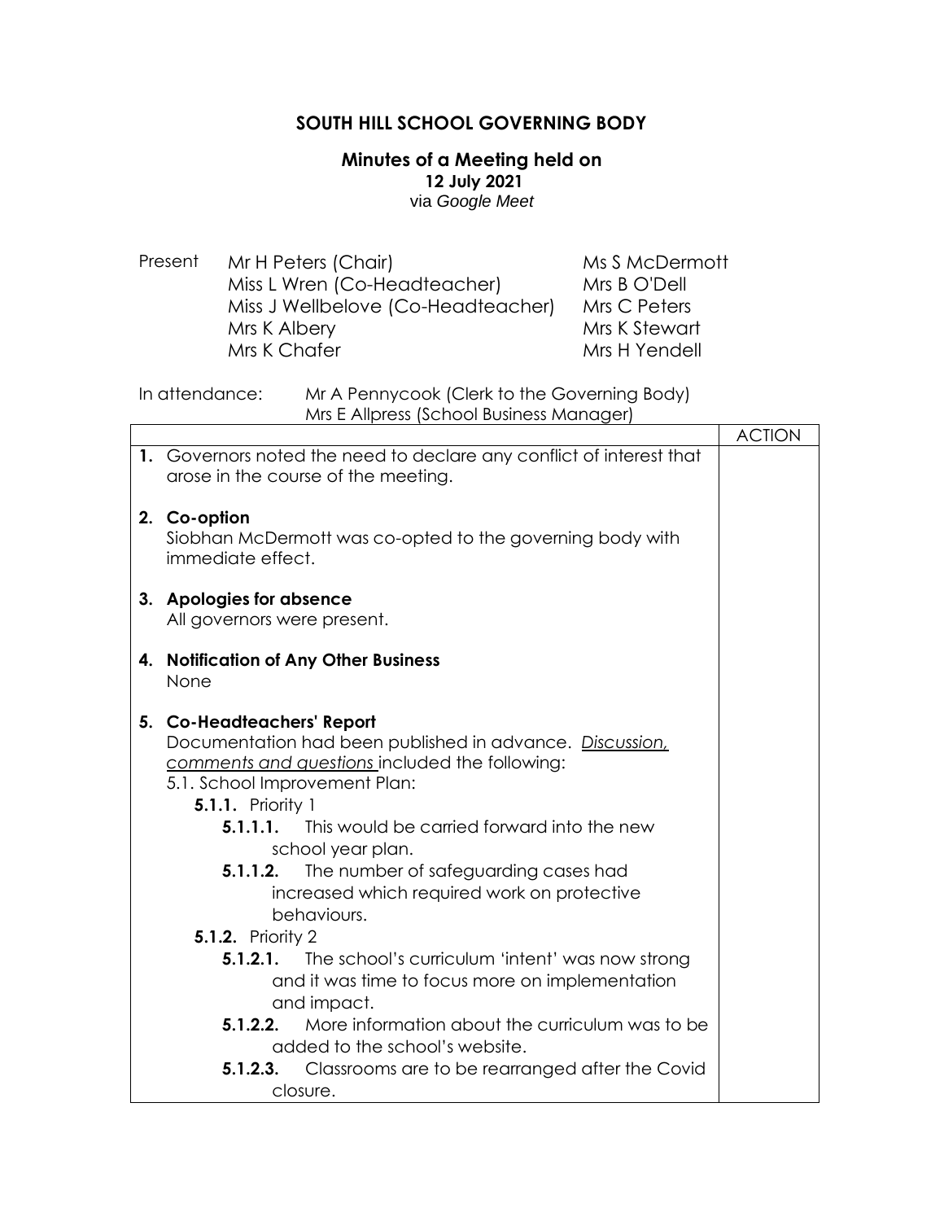# SOUTH HILL SCHOOL GOVERNING BODY

## Minutes of a Meeting held on
**12 July 2021**
via *Google Meet*

| Present | | |
|---|---|---|
| | Mr H Peters (Chair) | Ms S McDermott |
| | Miss L Wren (Co-Headteacher) | Mrs B O'Dell |
| | Miss J Wellbelove (Co-Headteacher) | Mrs C Peters |
| | Mrs K Albery | Mrs K Stewart |
| | Mrs K Chafer | Mrs H Yendell |

In attendance: Mr A Pennycook (Clerk to the Governing Body)
Mrs E Allpress (School Business Manager)

| | ACTION |
|---|---|
| **1.** Governors noted the need to declare any conflict of interest that arose in the course of the meeting. | |
| **2. Co-option**<br>Siobhan McDermott was co-opted to the governing body with immediate effect. | |
| **3. Apologies for absence**<br>All governors were present. | |
| **4. Notification of Any Other Business**<br>None | |
| **5. Co-Headteachers' Report**<br>Documentation had been published in advance. *Discussion, comments and questions* included the following:<br>5.1. School Improvement Plan:<br>**5.1.1.** Priority 1<br>**5.1.1.1.** This would be carried forward into the new school year plan.<br>**5.1.1.2.** The number of safeguarding cases had increased which required work on protective behaviours.<br>**5.1.2.** Priority 2<br>**5.1.2.1.** The school's curriculum 'intent' was now strong and it was time to focus more on implementation and impact.<br>**5.1.2.2.** More information about the curriculum was to be added to the school's website.<br>**5.1.2.3.** Classrooms are to be rearranged after the Covid closure. | |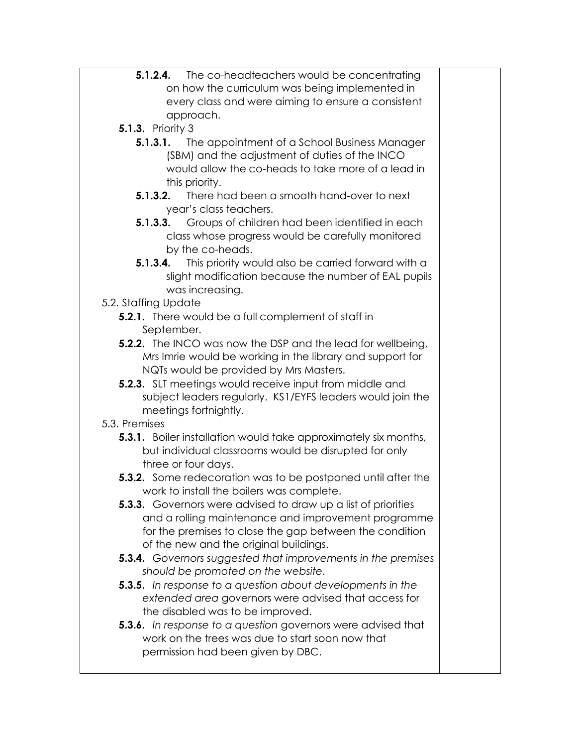- **5.1.2.4.** The co-headteachers would be concentrating on how the curriculum was being implemented in every class and were aiming to ensure a consistent approach.

**5.1.3.** Priority 3

- **5.1.3.1.** The appointment of a School Business Manager (SBM) and the adjustment of duties of the INCO would allow the co-heads to take more of a lead in this priority.
- **5.1.3.2.** There had been a smooth hand-over to next year's class teachers.
- **5.1.3.3.** Groups of children had been identified in each class whose progress would be carefully monitored by the co-heads.
- **5.1.3.4.** This priority would also be carried forward with a slight modification because the number of EAL pupils was increasing.

5.2. Staffing Update

- **5.2.1.** There would be a full complement of staff in September.
- **5.2.2.** The INCO was now the DSP and the lead for wellbeing, Mrs Imrie would be working in the library and support for NQTs would be provided by Mrs Masters.
- **5.2.3.** SLT meetings would receive input from middle and subject leaders regularly. KS1/EYFS leaders would join the meetings fortnightly.

5.3. Premises

- **5.3.1.** Boiler installation would take approximately six months, but individual classrooms would be disrupted for only three or four days.
- **5.3.2.** Some redecoration was to be postponed until after the work to install the boilers was complete.
- **5.3.3.** Governors were advised to draw up a list of priorities and a rolling maintenance and improvement programme for the premises to close the gap between the condition of the new and the original buildings.
- **5.3.4.** *Governors suggested that improvements in the premises should be promoted on the website.*
- **5.3.5.** *In response to a question about developments in the extended area* governors were advised that access for the disabled was to be improved.
- **5.3.6.** *In response to a question* governors were advised that work on the trees was due to start soon now that permission had been given by DBC.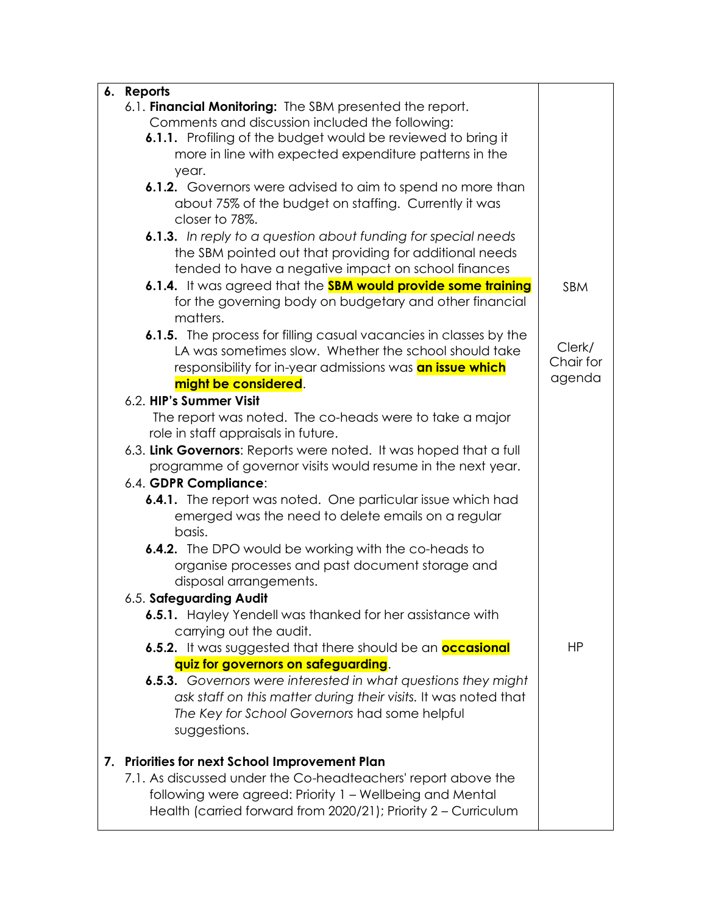| 6. **Reports** | |
|---|---|
| 6.1. **Financial Monitoring:** The SBM presented the report. Comments and discussion included the following: | |
| **6.1.1.** Profiling of the budget would be reviewed to bring it more in line with expected expenditure patterns in the year. | |
| **6.1.2.** Governors were advised to aim to spend no more than about 75% of the budget on staffing. Currently it was closer to 78%. | |
| **6.1.3.** *In reply to a question about funding for special needs* the SBM pointed out that providing for additional needs tended to have a negative impact on school finances | |
| **6.1.4.** It was agreed that the **SBM would provide some training** for the governing body on budgetary and other financial matters. | SBM |
| **6.1.5.** The process for filling casual vacancies in classes by the LA was sometimes slow. Whether the school should take responsibility for in-year admissions was **an issue which might be considered**. | Clerk/ Chair for agenda |
| 6.2. **HIP's Summer Visit** The report was noted. The co-heads were to take a major role in staff appraisals in future. | |
| 6.3. **Link Governors**: Reports were noted. It was hoped that a full programme of governor visits would resume in the next year. | |
| 6.4. **GDPR Compliance**: | |
| **6.4.1.** The report was noted. One particular issue which had emerged was the need to delete emails on a regular basis. | |
| **6.4.2.** The DPO would be working with the co-heads to organise processes and past document storage and disposal arrangements. | |
| 6.5. **Safeguarding Audit** | |
| **6.5.1.** Hayley Yendell was thanked for her assistance with carrying out the audit. | |
| **6.5.2.** It was suggested that there should be an **occasional quiz for governors on safeguarding**. | HP |
| **6.5.3.** *Governors were interested in what questions they might ask staff on this matter during their visits.* It was noted that *The Key for School Governors* had some helpful suggestions. | |
| 7. **Priorities for next School Improvement Plan** | |
| 7.1. As discussed under the Co-headteachers' report above the following were agreed: Priority 1 – Wellbeing and Mental Health (carried forward from 2020/21); Priority 2 – Curriculum | |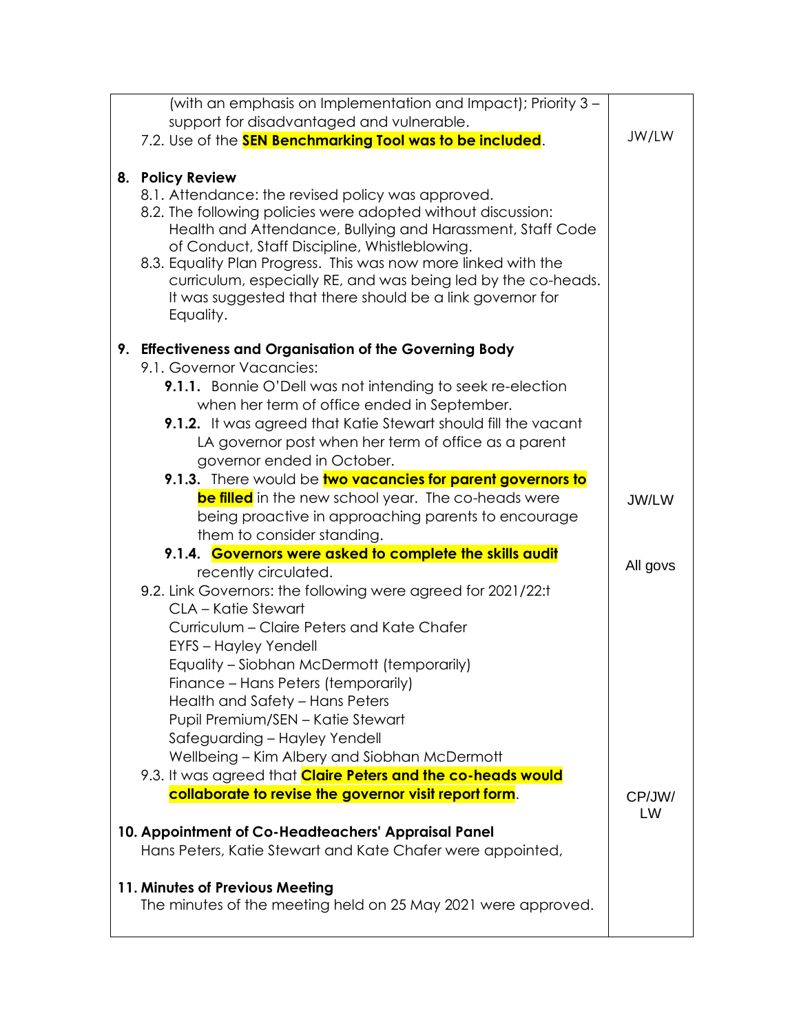| | |
|---|---|
| (with an emphasis on Implementation and Impact); Priority 3 – support for disadvantaged and vulnerable.<br>7.2. Use of the **SEN Benchmarking Tool was to be included**. | JW/LW |
| **8. Policy Review**<br>8.1. Attendance: the revised policy was approved.<br>8.2. The following policies were adopted without discussion: Health and Attendance, Bullying and Harassment, Staff Code of Conduct, Staff Discipline, Whistleblowing.<br>8.3. Equality Plan Progress. This was now more linked with the curriculum, especially RE, and was being led by the co-heads. It was suggested that there should be a link governor for Equality. | |
| **9. Effectiveness and Organisation of the Governing Body**<br>9.1. Governor Vacancies:<br>**9.1.1.** Bonnie O'Dell was not intending to seek re-election when her term of office ended in September.<br>**9.1.2.** It was agreed that Katie Stewart should fill the vacant LA governor post when her term of office as a parent governor ended in October.<br>**9.1.3.** There would be **two vacancies for parent governors to be filled** in the new school year. The co-heads were being proactive in approaching parents to encourage them to consider standing. | JW/LW |
| **9.1.4.** **Governors were asked to complete the skills audit** recently circulated. | All govs |
| 9.2. Link Governors: the following were agreed for 2021/22:t<br>CLA – Katie Stewart<br>Curriculum – Claire Peters and Kate Chafer<br>EYFS – Hayley Yendell<br>Equality – Siobhan McDermott (temporarily)<br>Finance – Hans Peters (temporarily)<br>Health and Safety – Hans Peters<br>Pupil Premium/SEN – Katie Stewart<br>Safeguarding – Hayley Yendell<br>Wellbeing – Kim Albery and Siobhan McDermott<br>9.3. It was agreed that **Claire Peters and the co-heads would collaborate to revise the governor visit report form**. | CP/JW/LW |
| **10. Appointment of Co-Headteachers' Appraisal Panel**<br>Hans Peters, Katie Stewart and Kate Chafer were appointed, | |
| **11. Minutes of Previous Meeting**<br>The minutes of the meeting held on 25 May 2021 were approved. | |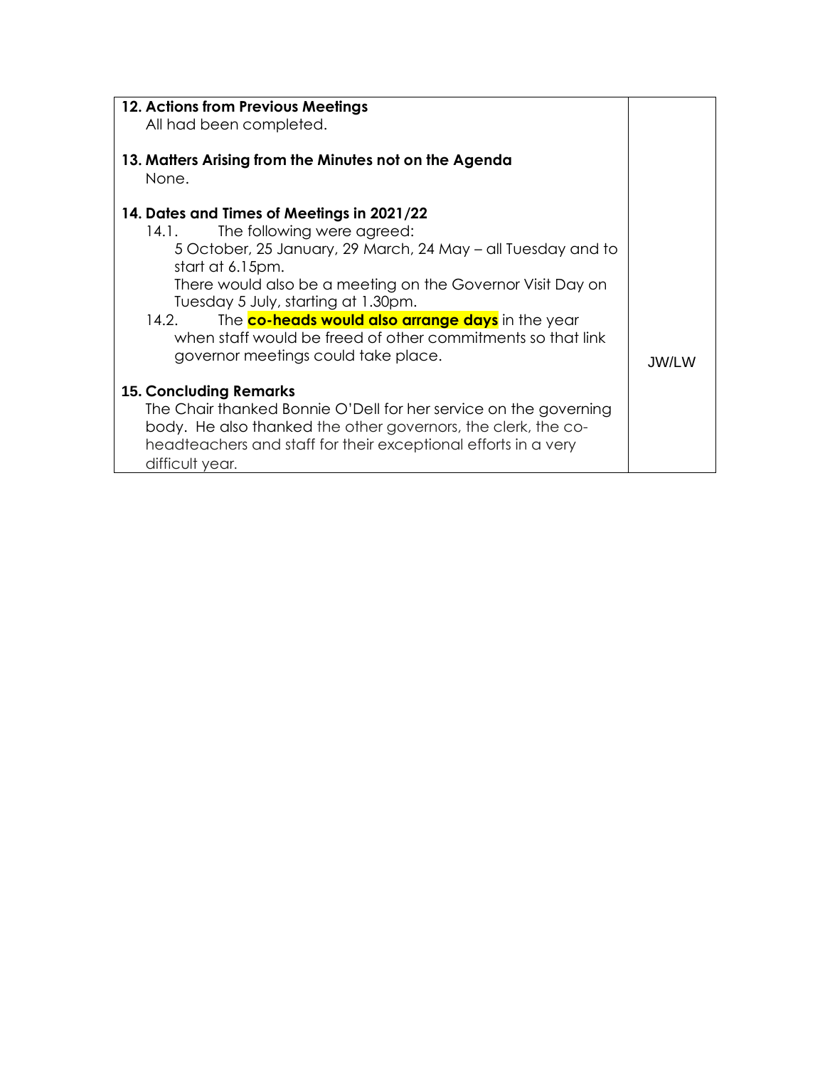| | |
|---|---|
| **12. Actions from Previous Meetings**<br>All had been completed.<br><br>**13. Matters Arising from the Minutes not on the Agenda**<br>None.<br><br>**14. Dates and Times of Meetings in 2021/22**<br>14.1. The following were agreed:<br>5 October, 25 January, 29 March, 24 May – all Tuesday and to start at 6.15pm.<br>There would also be a meeting on the Governor Visit Day on Tuesday 5 July, starting at 1.30pm.<br>14.2. The **co-heads would also arrange days** in the year when staff would be freed of other commitments so that link governor meetings could take place.<br><br>**15. Concluding Remarks**<br>The Chair thanked Bonnie O'Dell for her service on the governing body. He also thanked the other governors, the clerk, the co-headteachers and staff for their exceptional efforts in a very difficult year. | JW/LW |